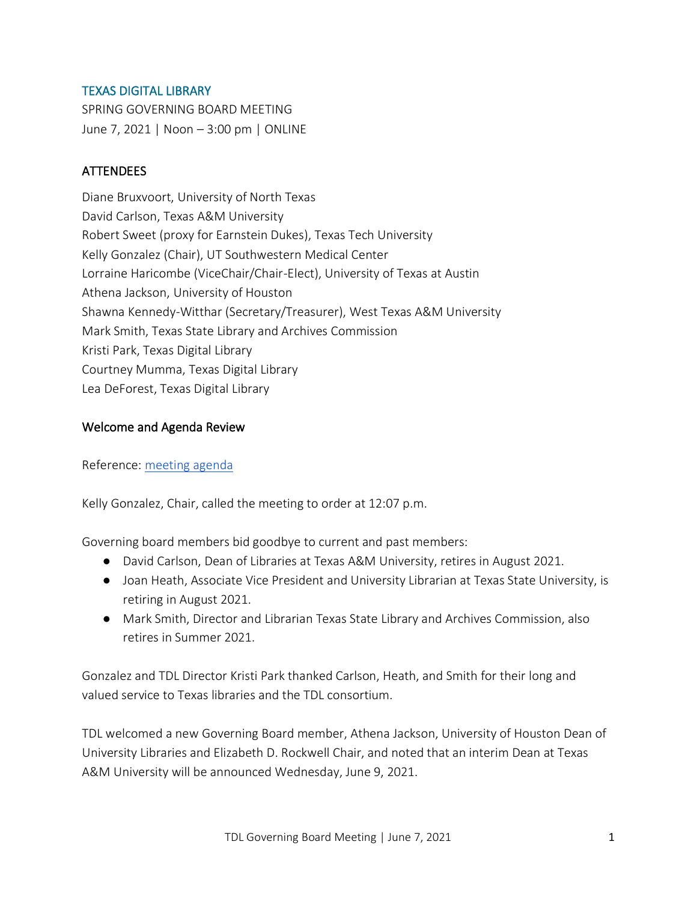# TEXAS DIGITAL LIBRARY

SPRING GOVERNING BOARD MEETING
June 7, 2021 | Noon – 3:00 pm | ONLINE

## ATTENDEES

Diane Bruxvoort, University of North Texas
David Carlson, Texas A&M University
Robert Sweet (proxy for Earnstein Dukes), Texas Tech University
Kelly Gonzalez (Chair), UT Southwestern Medical Center
Lorraine Haricombe (ViceChair/Chair-Elect), University of Texas at Austin
Athena Jackson, University of Houston
Shawna Kennedy-Witthar (Secretary/Treasurer), West Texas A&M University
Mark Smith, Texas State Library and Archives Commission
Kristi Park, Texas Digital Library
Courtney Mumma, Texas Digital Library
Lea DeForest, Texas Digital Library

## Welcome and Agenda Review

Reference: [meeting agenda]()

Kelly Gonzalez, Chair, called the meeting to order at 12:07 p.m.

Governing board members bid goodbye to current and past members:

- David Carlson, Dean of Libraries at Texas A&M University, retires in August 2021.
- Joan Heath, Associate Vice President and University Librarian at Texas State University, is retiring in August 2021.
- Mark Smith, Director and Librarian Texas State Library and Archives Commission, also retires in Summer 2021.

Gonzalez and TDL Director Kristi Park thanked Carlson, Heath, and Smith for their long and valued service to Texas libraries and the TDL consortium.

TDL welcomed a new Governing Board member, Athena Jackson, University of Houston Dean of University Libraries and Elizabeth D. Rockwell Chair, and noted that an interim Dean at Texas A&M University will be announced Wednesday, June 9, 2021.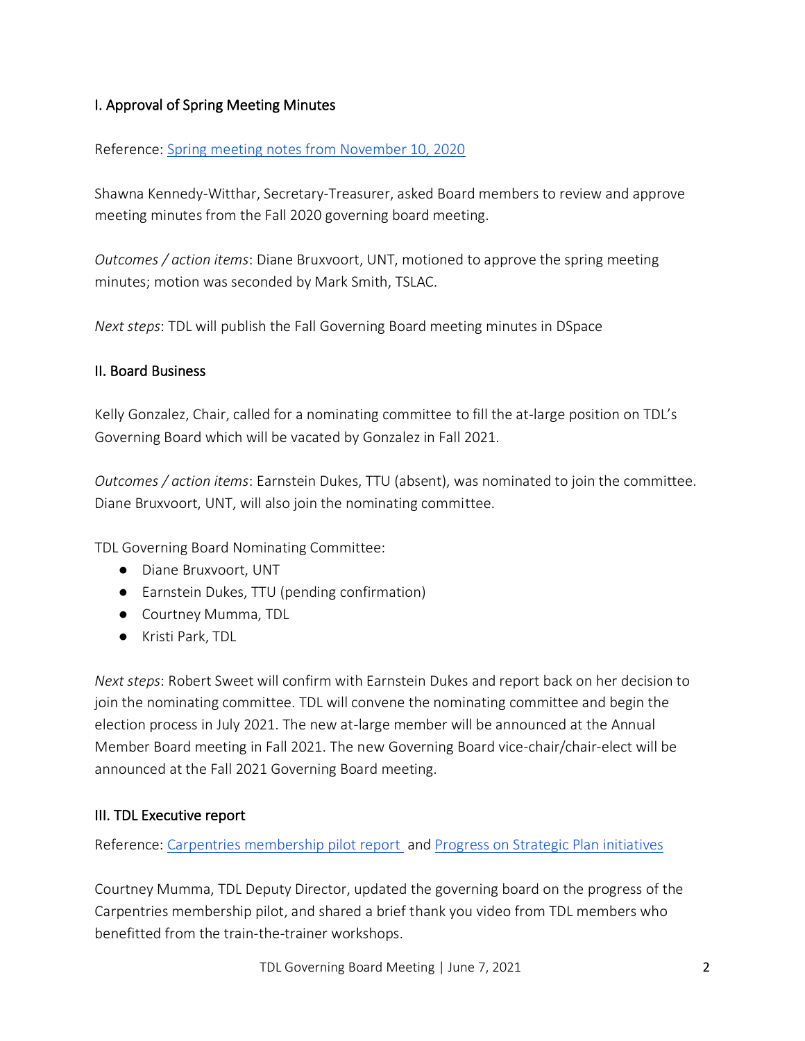## I. Approval of Spring Meeting Minutes

Reference: [Spring meeting notes from November 10, 2020]

Shawna Kennedy-Witthar, Secretary-Treasurer, asked Board members to review and approve meeting minutes from the Fall 2020 governing board meeting.

*Outcomes / action items*: Diane Bruxvoort, UNT, motioned to approve the spring meeting minutes; motion was seconded by Mark Smith, TSLAC.

*Next steps*: TDL will publish the Fall Governing Board meeting minutes in DSpace

## II. Board Business

Kelly Gonzalez, Chair, called for a nominating committee to fill the at-large position on TDL's Governing Board which will be vacated by Gonzalez in Fall 2021.

*Outcomes / action items*: Earnstein Dukes, TTU (absent), was nominated to join the committee. Diane Bruxvoort, UNT, will also join the nominating committee.

TDL Governing Board Nominating Committee:

- Diane Bruxvoort, UNT
- Earnstein Dukes, TTU (pending confirmation)
- Courtney Mumma, TDL
- Kristi Park, TDL

*Next steps*: Robert Sweet will confirm with Earnstein Dukes and report back on her decision to join the nominating committee. TDL will convene the nominating committee and begin the election process in July 2021. The new at-large member will be announced at the Annual Member Board meeting in Fall 2021. The new Governing Board vice-chair/chair-elect will be announced at the Fall 2021 Governing Board meeting.

## III. TDL Executive report

Reference: [Carpentries membership pilot report] and [Progress on Strategic Plan initiatives]

Courtney Mumma, TDL Deputy Director, updated the governing board on the progress of the Carpentries membership pilot, and shared a brief thank you video from TDL members who benefitted from the train-the-trainer workshops.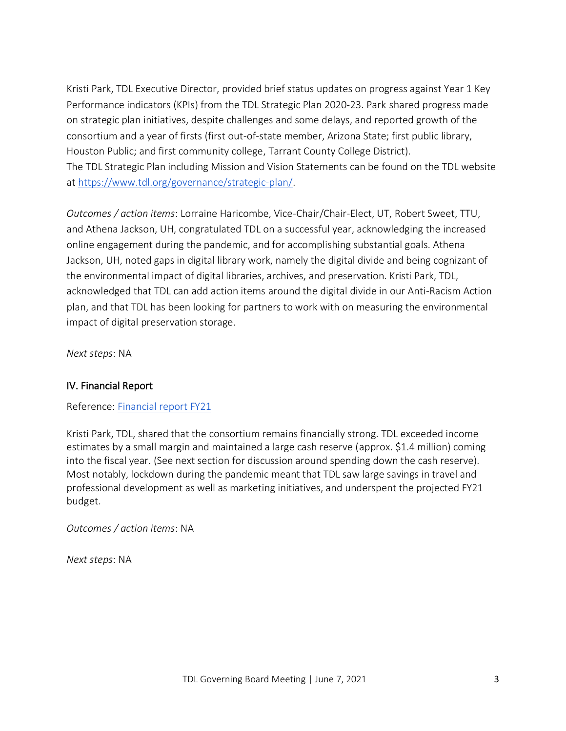Kristi Park, TDL Executive Director, provided brief status updates on progress against Year 1 Key Performance indicators (KPIs) from the TDL Strategic Plan 2020-23. Park shared progress made on strategic plan initiatives, despite challenges and some delays, and reported growth of the consortium and a year of firsts (first out-of-state member, Arizona State; first public library, Houston Public; and first community college, Tarrant County College District).
The TDL Strategic Plan including Mission and Vision Statements can be found on the TDL website at [https://www.tdl.org/governance/strategic-plan/](https://www.tdl.org/governance/strategic-plan/).

*Outcomes / action items*: Lorraine Haricombe, Vice-Chair/Chair-Elect, UT, Robert Sweet, TTU, and Athena Jackson, UH, congratulated TDL on a successful year, acknowledging the increased online engagement during the pandemic, and for accomplishing substantial goals. Athena Jackson, UH, noted gaps in digital library work, namely the digital divide and being cognizant of the environmental impact of digital libraries, archives, and preservation. Kristi Park, TDL, acknowledged that TDL can add action items around the digital divide in our Anti-Racism Action plan, and that TDL has been looking for partners to work with on measuring the environmental impact of digital preservation storage.

*Next steps*: NA

## IV. Financial Report

Reference: [Financial report FY21]()

Kristi Park, TDL, shared that the consortium remains financially strong. TDL exceeded income estimates by a small margin and maintained a large cash reserve (approx. $1.4 million) coming into the fiscal year. (See next section for discussion around spending down the cash reserve). Most notably, lockdown during the pandemic meant that TDL saw large savings in travel and professional development as well as marketing initiatives, and underspent the projected FY21 budget.

*Outcomes / action items*: NA

*Next steps*: NA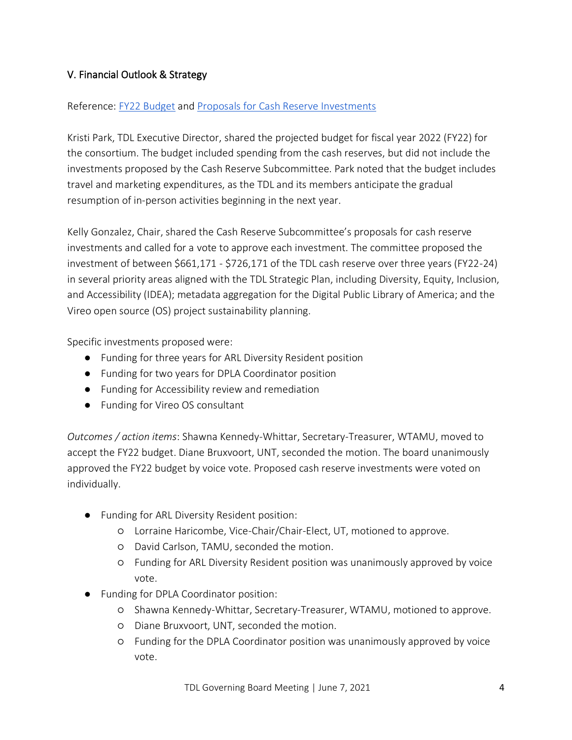## V. Financial Outlook & Strategy

Reference: [FY22 Budget]() and [Proposals for Cash Reserve Investments]()

Kristi Park, TDL Executive Director, shared the projected budget for fiscal year 2022 (FY22) for the consortium. The budget included spending from the cash reserves, but did not include the investments proposed by the Cash Reserve Subcommittee. Park noted that the budget includes travel and marketing expenditures, as the TDL and its members anticipate the gradual resumption of in-person activities beginning in the next year.

Kelly Gonzalez, Chair, shared the Cash Reserve Subcommittee's proposals for cash reserve investments and called for a vote to approve each investment. The committee proposed the investment of between $661,171 - $726,171 of the TDL cash reserve over three years (FY22-24) in several priority areas aligned with the TDL Strategic Plan, including Diversity, Equity, Inclusion, and Accessibility (IDEA); metadata aggregation for the Digital Public Library of America; and the Vireo open source (OS) project sustainability planning.

Specific investments proposed were:

- Funding for three years for ARL Diversity Resident position
- Funding for two years for DPLA Coordinator position
- Funding for Accessibility review and remediation
- Funding for Vireo OS consultant

*Outcomes / action items*: Shawna Kennedy-Whittar, Secretary-Treasurer, WTAMU, moved to accept the FY22 budget. Diane Bruxvoort, UNT, seconded the motion. The board unanimously approved the FY22 budget by voice vote. Proposed cash reserve investments were voted on individually.

- Funding for ARL Diversity Resident position:
  - Lorraine Haricombe, Vice-Chair/Chair-Elect, UT, motioned to approve.
  - David Carlson, TAMU, seconded the motion.
  - Funding for ARL Diversity Resident position was unanimously approved by voice vote.
- Funding for DPLA Coordinator position:
  - Shawna Kennedy-Whittar, Secretary-Treasurer, WTAMU, motioned to approve.
  - Diane Bruxvoort, UNT, seconded the motion.
  - Funding for the DPLA Coordinator position was unanimously approved by voice vote.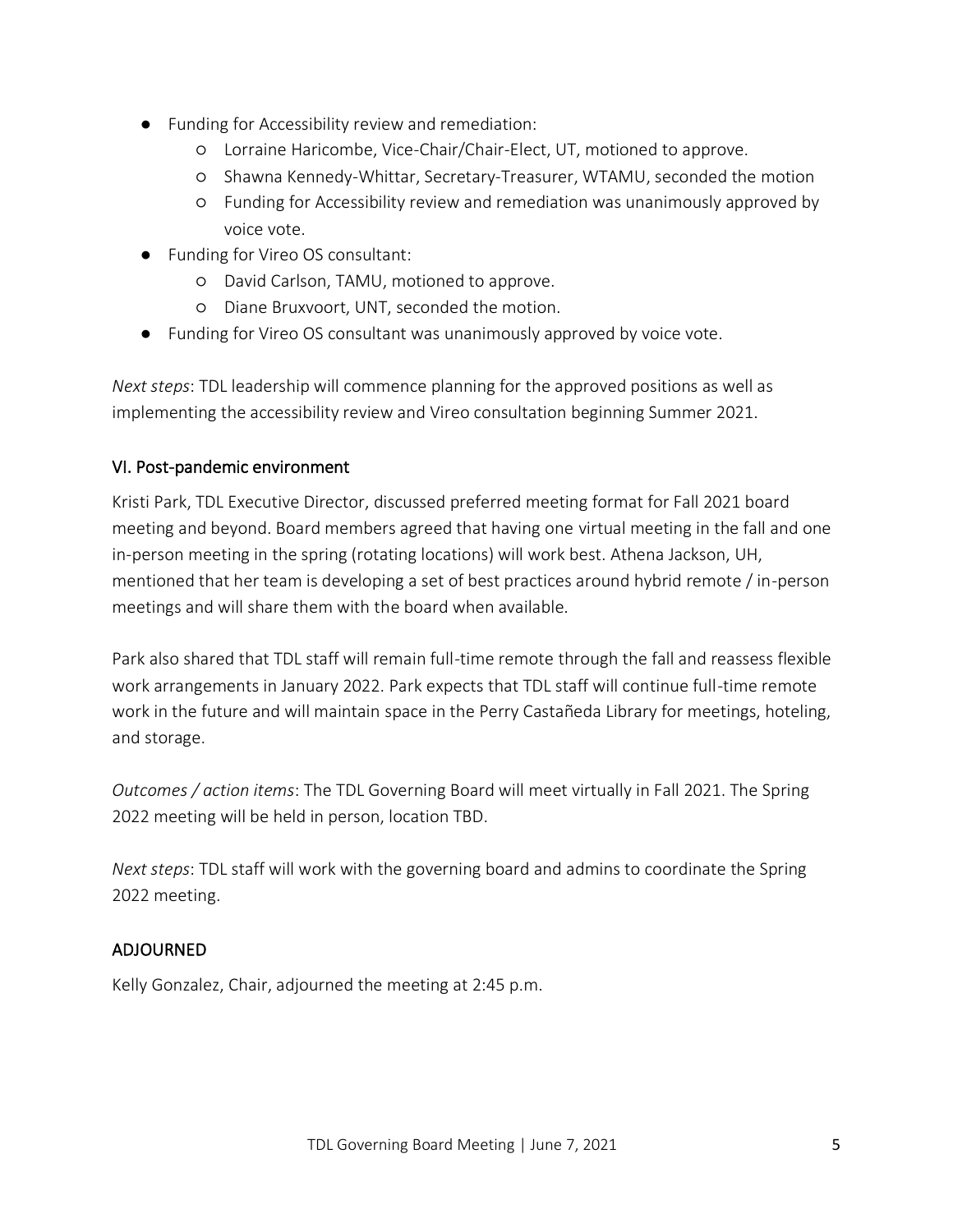- Funding for Accessibility review and remediation:
    - Lorraine Haricombe, Vice-Chair/Chair-Elect, UT, motioned to approve.
    - Shawna Kennedy-Whittar, Secretary-Treasurer, WTAMU, seconded the motion
    - Funding for Accessibility review and remediation was unanimously approved by voice vote.
- Funding for Vireo OS consultant:
    - David Carlson, TAMU, motioned to approve.
    - Diane Bruxvoort, UNT, seconded the motion.
- Funding for Vireo OS consultant was unanimously approved by voice vote.

*Next steps*: TDL leadership will commence planning for the approved positions as well as implementing the accessibility review and Vireo consultation beginning Summer 2021.

## VI. Post-pandemic environment

Kristi Park, TDL Executive Director, discussed preferred meeting format for Fall 2021 board meeting and beyond. Board members agreed that having one virtual meeting in the fall and one in-person meeting in the spring (rotating locations) will work best. Athena Jackson, UH, mentioned that her team is developing a set of best practices around hybrid remote / in-person meetings and will share them with the board when available.

Park also shared that TDL staff will remain full-time remote through the fall and reassess flexible work arrangements in January 2022. Park expects that TDL staff will continue full-time remote work in the future and will maintain space in the Perry Castañeda Library for meetings, hoteling, and storage.

*Outcomes / action items*: The TDL Governing Board will meet virtually in Fall 2021. The Spring 2022 meeting will be held in person, location TBD.

*Next steps*: TDL staff will work with the governing board and admins to coordinate the Spring 2022 meeting.

## ADJOURNED

Kelly Gonzalez, Chair, adjourned the meeting at 2:45 p.m.